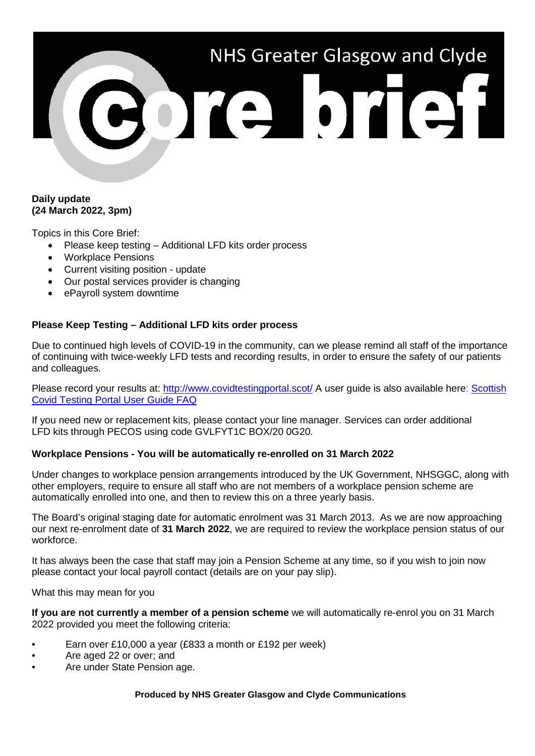# NHS Greater Glasgow and Clyde Core brief

**Daily update**
**(24 March 2022, 3pm)**

Topics in this Core Brief:

- Please keep testing – Additional LFD kits order process
- Workplace Pensions
- Current visiting position - update
- Our postal services provider is changing
- ePayroll system downtime

## Please Keep Testing – Additional LFD kits order process

Due to continued high levels of COVID-19 in the community, can we please remind all staff of the importance of continuing with twice-weekly LFD tests and recording results, in order to ensure the safety of our patients and colleagues.

Please record your results at: http://www.covidtestingportal.scot/ A user guide is also available here: Scottish Covid Testing Portal User Guide FAQ

If you need new or replacement kits, please contact your line manager. Services can order additional LFD kits through PECOS using code GVLFYT1C BOX/20 0G20.

## Workplace Pensions - You will be automatically re-enrolled on 31 March 2022

Under changes to workplace pension arrangements introduced by the UK Government, NHSGGC, along with other employers, require to ensure all staff who are not members of a workplace pension scheme are automatically enrolled into one, and then to review this on a three yearly basis.

The Board's original staging date for automatic enrolment was 31 March 2013. As we are now approaching our next re-enrolment date of **31 March 2022**, we are required to review the workplace pension status of our workforce.

It has always been the case that staff may join a Pension Scheme at any time, so if you wish to join now please contact your local payroll contact (details are on your pay slip).

What this may mean for you

**If you are not currently a member of a pension scheme** we will automatically re-enrol you on 31 March 2022 provided you meet the following criteria:

- Earn over £10,000 a year (£833 a month or £192 per week)
- Are aged 22 or over; and
- Are under State Pension age.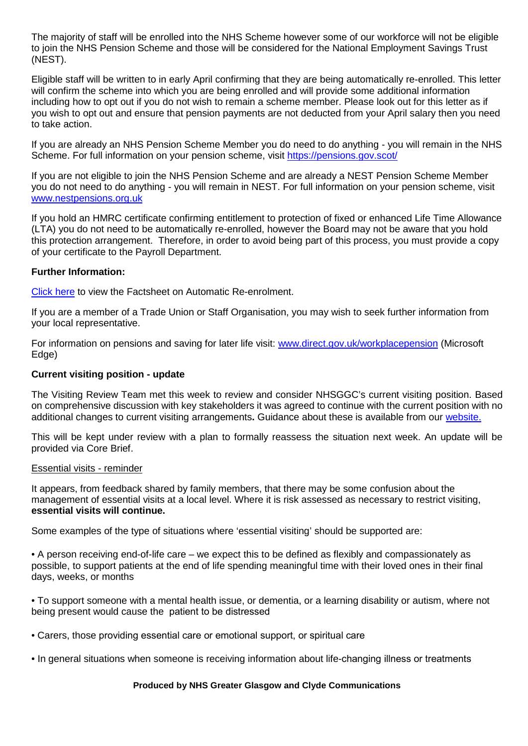The majority of staff will be enrolled into the NHS Scheme however some of our workforce will not be eligible to join the NHS Pension Scheme and those will be considered for the National Employment Savings Trust (NEST).

Eligible staff will be written to in early April confirming that they are being automatically re-enrolled. This letter will confirm the scheme into which you are being enrolled and will provide some additional information including how to opt out if you do not wish to remain a scheme member. Please look out for this letter as if you wish to opt out and ensure that pension payments are not deducted from your April salary then you need to take action.

If you are already an NHS Pension Scheme Member you do need to do anything - you will remain in the NHS Scheme. For full information on your pension scheme, visit [https://pensions.gov.scot/](https://pensions.gov.scot/)

If you are not eligible to join the NHS Pension Scheme and are already a NEST Pension Scheme Member you do not need to do anything - you will remain in NEST. For full information on your pension scheme, visit [www.nestpensions.org.uk](www.nestpensions.org.uk)

If you hold an HMRC certificate confirming entitlement to protection of fixed or enhanced Life Time Allowance (LTA) you do not need to be automatically re-enrolled, however the Board may not be aware that you hold this protection arrangement. Therefore, in order to avoid being part of this process, you must provide a copy of your certificate to the Payroll Department.

**Further Information:**

Click here to view the Factsheet on Automatic Re-enrolment.

If you are a member of a Trade Union or Staff Organisation, you may wish to seek further information from your local representative.

For information on pensions and saving for later life visit: [www.direct.gov.uk/workplacepension](www.direct.gov.uk/workplacepension) (Microsoft Edge)

**Current visiting position - update**

The Visiting Review Team met this week to review and consider NHSGGC's current visiting position. Based on comprehensive discussion with key stakeholders it was agreed to continue with the current position with no additional changes to current visiting arrangements**.** Guidance about these is available from our website.

This will be kept under review with a plan to formally reassess the situation next week. An update will be provided via Core Brief.

Essential visits - reminder

It appears, from feedback shared by family members, that there may be some confusion about the management of essential visits at a local level. Where it is risk assessed as necessary to restrict visiting, **essential visits will continue.**

Some examples of the type of situations where 'essential visiting' should be supported are:

- A person receiving end-of-life care – we expect this to be defined as flexibly and compassionately as possible, to support patients at the end of life spending meaningful time with their loved ones in their final days, weeks, or months
- To support someone with a mental health issue, or dementia, or a learning disability or autism, where not being present would cause the patient to be distressed
- Carers, those providing essential care or emotional support, or spiritual care
- In general situations when someone is receiving information about life-changing illness or treatments

**Produced by NHS Greater Glasgow and Clyde Communications**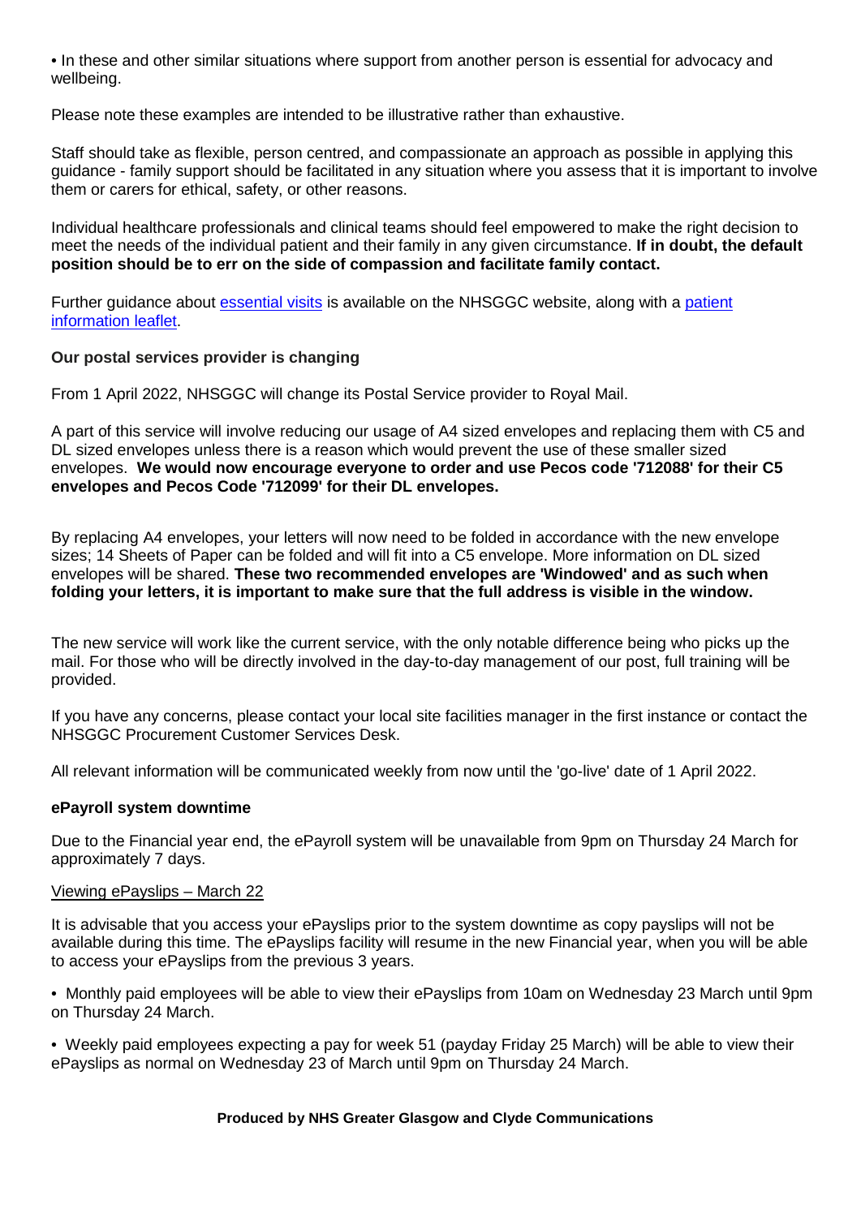• In these and other similar situations where support from another person is essential for advocacy and wellbeing.

Please note these examples are intended to be illustrative rather than exhaustive.

Staff should take as flexible, person centred, and compassionate an approach as possible in applying this guidance - family support should be facilitated in any situation where you assess that it is important to involve them or carers for ethical, safety, or other reasons.

Individual healthcare professionals and clinical teams should feel empowered to make the right decision to meet the needs of the individual patient and their family in any given circumstance. **If in doubt, the default position should be to err on the side of compassion and facilitate family contact.**

Further guidance about essential visits is available on the NHSGGC website, along with a patient information leaflet.

**Our postal services provider is changing**

From 1 April 2022, NHSGGC will change its Postal Service provider to Royal Mail.

A part of this service will involve reducing our usage of A4 sized envelopes and replacing them with C5 and DL sized envelopes unless there is a reason which would prevent the use of these smaller sized envelopes. **We would now encourage everyone to order and use Pecos code '712088' for their C5 envelopes and Pecos Code '712099' for their DL envelopes.**

By replacing A4 envelopes, your letters will now need to be folded in accordance with the new envelope sizes; 14 Sheets of Paper can be folded and will fit into a C5 envelope. More information on DL sized envelopes will be shared. **These two recommended envelopes are 'Windowed' and as such when folding your letters, it is important to make sure that the full address is visible in the window.**

The new service will work like the current service, with the only notable difference being who picks up the mail. For those who will be directly involved in the day-to-day management of our post, full training will be provided.

If you have any concerns, please contact your local site facilities manager in the first instance or contact the NHSGGC Procurement Customer Services Desk.

All relevant information will be communicated weekly from now until the 'go-live' date of 1 April 2022.

**ePayroll system downtime**

Due to the Financial year end, the ePayroll system will be unavailable from 9pm on Thursday 24 March for approximately 7 days.

Viewing ePayslips – March 22

It is advisable that you access your ePayslips prior to the system downtime as copy payslips will not be available during this time. The ePayslips facility will resume in the new Financial year, when you will be able to access your ePayslips from the previous 3 years.

• Monthly paid employees will be able to view their ePayslips from 10am on Wednesday 23 March until 9pm on Thursday 24 March.

• Weekly paid employees expecting a pay for week 51 (payday Friday 25 March) will be able to view their ePayslips as normal on Wednesday 23 of March until 9pm on Thursday 24 March.

**Produced by NHS Greater Glasgow and Clyde Communications**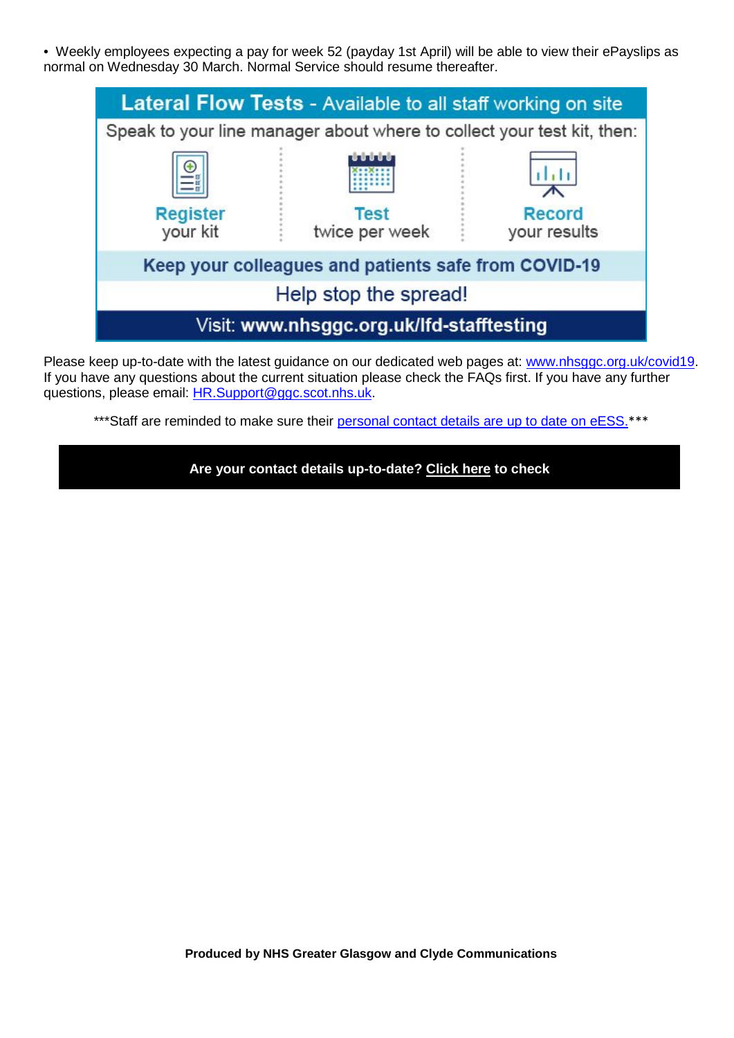• Weekly employees expecting a pay for week 52 (payday 1st April) will be able to view their ePayslips as normal on Wednesday 30 March. Normal Service should resume thereafter.

**Lateral Flow Tests** - Available to all staff working on site

Speak to your line manager about where to collect your test kit, then:

**Register** your kit

**Test** twice per week

**Record** your results

**Keep your colleagues and patients safe from COVID-19**

Help stop the spread!

Visit: **www.nhsggc.org.uk/lfd-stafftesting**

Please keep up-to-date with the latest guidance on our dedicated web pages at: www.nhsggc.org.uk/covid19. If you have any questions about the current situation please check the FAQs first. If you have any further questions, please email: HR.Support@ggc.scot.nhs.uk.

***Staff are reminded to make sure their personal contact details are up to date on eESS.***

**Are your contact details up-to-date? Click here to check**

**Produced by NHS Greater Glasgow and Clyde Communications**